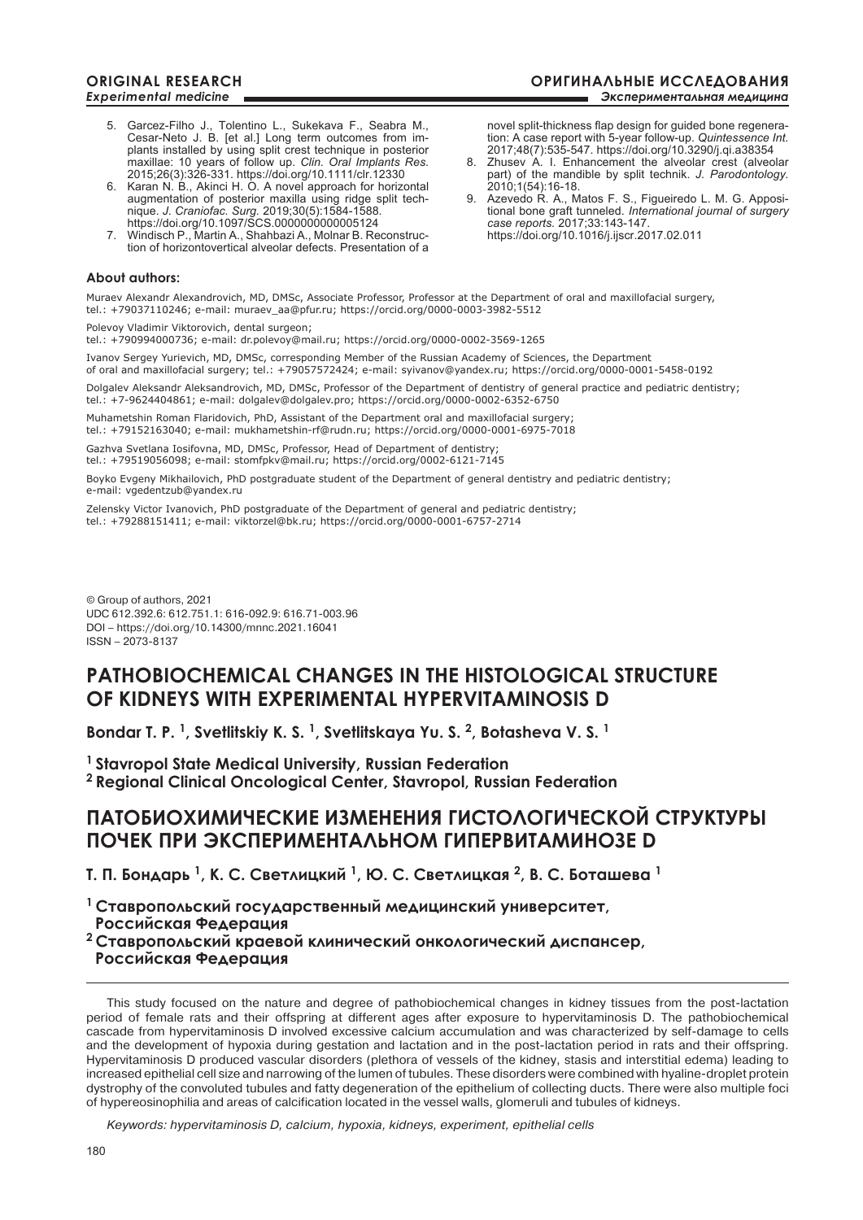5. Garcez-Filho J., Tolentino L., Sukekava F., Seabra M., Cesar-Neto J. B. [et al.] Long term outcomes from implants installed by using split crest technique in posterior maxillae: 10 years of follow up. *Clin. Oral Implants Res.* 2015;26(3):326-331. https://doi.org/10.1111/clr.12330
6. Karan N. B., Akinci H. O. A novel approach for horizontal augmentation of posterior maxilla using ridge split technique. *J. Craniofac. Surg.* 2019;30(5):1584-1588. https://doi.org/10.1097/SCS.0000000000005124
7. Windisch P., Martin A., Shahbazi A., Molnar B. Reconstruction of horizontovertical alveolar defects. Presentation of a novel split-thickness flap design for guided bone regeneration: A case report with 5-year follow-up. *Quintessence Int.* 2017;48(7):535-547. https://doi.org/10.3290/j.qi.a38354
8. Zhusev A. I. Enhancement the alveolar crest (alveolar part) of the mandible by split technik. *J. Parodontology.* 2010;1(54):16-18.
9. Azevedo R. A., Matos F. S., Figueiredo L. M. G. Appositional bone graft tunneled. *International journal of surgery case reports.* 2017;33:143-147. https://doi.org/10.1016/j.ijscr.2017.02.011

**About authors:**

Muraev Alexandr Alexandrovich, MD, DMSc, Associate Professor, Professor at the Department of oral and maxillofacial surgery, tel.: +79037110246; e-mail: muraev_aa@pfur.ru; https://orcid.org/0000-0003-3982-5512

Polevoy Vladimir Viktorovich, dental surgeon; tel.: +790994000736; e-mail: dr.polevoy@mail.ru; https://orcid.org/0000-0002-3569-1265

Ivanov Sergey Yurievich, MD, DMSc, corresponding Member of the Russian Academy of Sciences, the Department of oral and maxillofacial surgery; tel.: +79057572424; e-mail: syivanov@yandex.ru; https://orcid.org/0000-0001-5458-0192

Dolgalev Aleksandr Aleksandrovich, MD, DMSc, Professor of the Department of dentistry of general practice and pediatric dentistry; tel.: +7-9624404861; e-mail: dolgalev@dolgalev.pro; https://orcid.org/0000-0002-6352-6750

Muhametshin Roman Flaridovich, PhD, Assistant of the Department oral and maxillofacial surgery; tel.: +79152163040; e-mail: mukhametshin-rf@rudn.ru; https://orcid.org/0000-0001-6975-7018

Gazhva Svetlana Iosifovna, MD, DMSc, Professor, Head of Department of dentistry; tel.: +79519056098; e-mail: stomfpkv@mail.ru; https://orcid.org/0002-6121-7145

Boyko Evgeny Mikhailovich, PhD postgraduate student of the Department of general dentistry and pediatric dentistry; e-mail: vgedentzub@yandex.ru

Zelensky Victor Ivanovich, PhD postgraduate of the Department of general and pediatric dentistry; tel.: +79288151411; e-mail: viktorzel@bk.ru; https://orcid.org/0000-0001-6757-2714

© Group of authors, 2021
UDC 612.392.6: 612.751.1: 616-092.9: 616.71-003.96
DOI – https://doi.org/10.14300/mnnc.2021.16041
ISSN – 2073-8137

# PATHOBIOCHEMICAL CHANGES IN THE HISTOLOGICAL STRUCTURE OF KIDNEYS WITH EXPERIMENTAL HYPERVITAMINOSIS D

**Bondar T. P. [1], Svetlitskiy K. S. [1], Svetlitskaya Yu. S. [2], Botasheva V. S. [1]**

**[1] Stavropol State Medical University, Russian Federation**
**[2] Regional Clinical Oncological Center, Stavropol, Russian Federation**

# ПАТОБИОХИМИЧЕСКИЕ ИЗМЕНЕНИЯ ГИСТОЛОГИЧЕСКОЙ СТРУКТУРЫ ПОЧЕК ПРИ ЭКСПЕРИМЕНТАЛЬНОМ ГИПЕРВИТАМИНОЗЕ D

**Т. П. Бондарь [1], К. С. Светлицкий [1], Ю. С. Светлицкая [2], В. С. Боташева [1]**

**[1] Ставропольский государственный медицинский университет, Российская Федерация**
**[2] Ставропольский краевой клинический онкологический диспансер, Российская Федерация**

This study focused on the nature and degree of pathobiochemical changes in kidney tissues from the post-lactation period of female rats and their offspring at different ages after exposure to hypervitaminosis D. The pathobiochemical cascade from hypervitaminosis D involved excessive calcium accumulation and was characterized by self-damage to cells and the development of hypoxia during gestation and lactation and in the post-lactation period in rats and their offspring. Hypervitaminosis D produced vascular disorders (plethora of vessels of the kidney, stasis and interstitial edema) leading to increased epithelial cell size and narrowing of the lumen of tubules. These disorders were combined with hyaline-droplet protein dystrophy of the convoluted tubules and fatty degeneration of the epithelium of collecting ducts. There were also multiple foci of hypereosinophilia and areas of calcification located in the vessel walls, glomeruli and tubules of kidneys.

*Keywords: hypervitaminosis D, calcium, hypoxia, kidneys, experiment, epithelial cells*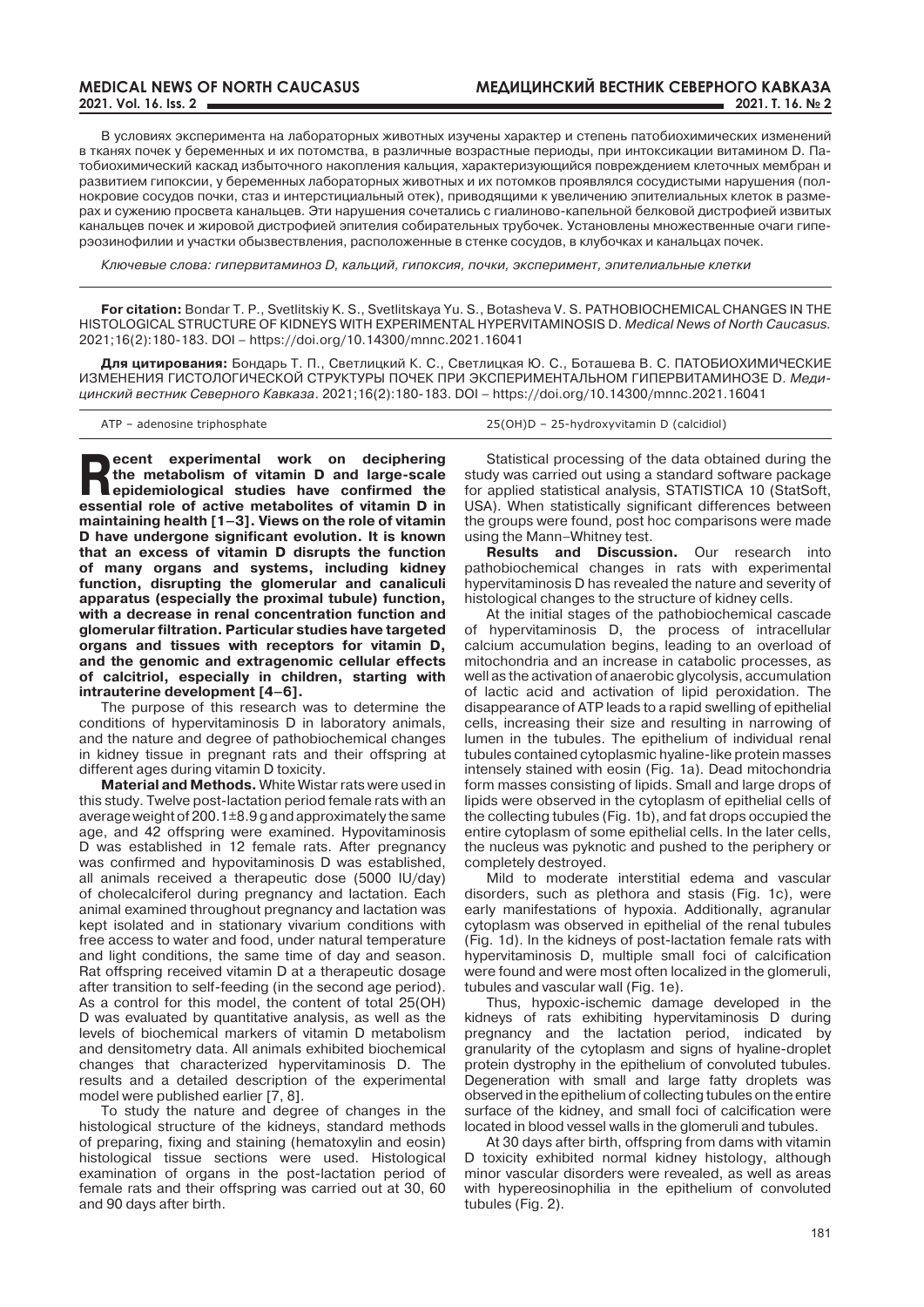В условиях эксперимента на лабораторных животных изучены характер и степень патобиохимических изменений в тканях почек у беременных и их потомства, в различные возрастные периоды, при интоксикации витамином D. Патобиохимический каскад избыточного накопления кальция, характеризующийся повреждением клеточных мембран и развитием гипоксии, у беременных лабораторных животных и их потомков проявлялся сосудистыми нарушения (полнокровие сосудов почки, стаз и интерстициальный отек), приводящими к увеличению эпителиальных клеток в размерах и сужению просвета канальцев. Эти нарушения сочетались с гиалиново-капельной белковой дистрофией извитых канальцев почек и жировой дистрофией эпителия собирательных трубочек. Установлены множественные очаги гиперэозинофилии и участки обызвествления, расположенные в стенке сосудов, в клубочках и канальцах почек.

*Ключевые слова: гипервитаминоз D, кальций, гипоксия, почки, эксперимент, эпителиальные клетки*

**For citation:** Bondar T. P., Svetlitskiy K. S., Svetlitskaya Yu. S., Botasheva V. S. PATHOBIOCHEMICAL CHANGES IN THE HISTOLOGICAL STRUCTURE OF KIDNEYS WITH EXPERIMENTAL HYPERVITAMINOSIS D. *Medical News of North Caucasus.* 2021;16(2):180-183. DOI – https://doi.org/10.14300/mnnc.2021.16041

**Для цитирования:** Бондарь Т. П., Светлицкий К. С., Светлицкая Ю. С., Боташева В. С. ПАТОБИОХИМИЧЕСКИЕ ИЗМЕНЕНИЯ ГИСТОЛОГИЧЕСКОЙ СТРУКТУРЫ ПОЧЕК ПРИ ЭКСПЕРИМЕНТАЛЬНОМ ГИПЕРВИТАМИНОЗЕ D. *Медицинский вестник Северного Кавказа*. 2021;16(2):180-183. DOI – https://doi.org/10.14300/mnnc.2021.16041

ATP – adenosine triphosphate

25(OH)D – 25-hydroxyvitamin D (calcidiol)

**Recent experimental work on deciphering the metabolism of vitamin D and large-scale epidemiological studies have confirmed the essential role of active metabolites of vitamin D in maintaining health [1–3]. Views on the role of vitamin D have undergone significant evolution. It is known that an excess of vitamin D disrupts the function of many organs and systems, including kidney function, disrupting the glomerular and canaliculi apparatus (especially the proximal tubule) function, with a decrease in renal concentration function and glomerular filtration. Particular studies have targeted organs and tissues with receptors for vitamin D, and the genomic and extragenomic cellular effects of calcitriol, especially in children, starting with intrauterine development [4–6].**

The purpose of this research was to determine the conditions of hypervitaminosis D in laboratory animals, and the nature and degree of pathobiochemical changes in kidney tissue in pregnant rats and their offspring at different ages during vitamin D toxicity.

**Material and Methods.** White Wistar rats were used in this study. Twelve post-lactation period female rats with an average weight of 200.1±8.9 g and approximately the same age, and 42 offspring were examined. Hypovitaminosis D was established in 12 female rats. After pregnancy was confirmed and hypovitaminosis D was established, all animals received a therapeutic dose (5000 IU/day) of cholecalciferol during pregnancy and lactation. Each animal examined throughout pregnancy and lactation was kept isolated and in stationary vivarium conditions with free access to water and food, under natural temperature and light conditions, the same time of day and season. Rat offspring received vitamin D at a therapeutic dosage after transition to self-feeding (in the second age period). As a control for this model, the content of total 25(OH) D was evaluated by quantitative analysis, as well as the levels of biochemical markers of vitamin D metabolism and densitometry data. All animals exhibited biochemical changes that characterized hypervitaminosis D. The results and a detailed description of the experimental model were published earlier [7, 8].

To study the nature and degree of changes in the histological structure of the kidneys, standard methods of preparing, fixing and staining (hematoxylin and eosin) histological tissue sections were used. Histological examination of organs in the post-lactation period of female rats and their offspring was carried out at 30, 60 and 90 days after birth.

Statistical processing of the data obtained during the study was carried out using a standard software package for applied statistical analysis, STATISTICA 10 (StatSoft, USA). When statistically significant differences between the groups were found, post hoc comparisons were made using the Mann–Whitney test.

**Results and Discussion.** Our research into pathobiochemical changes in rats with experimental hypervitaminosis D has revealed the nature and severity of histological changes to the structure of kidney cells.

At the initial stages of the pathobiochemical cascade of hypervitaminosis D, the process of intracellular calcium accumulation begins, leading to an overload of mitochondria and an increase in catabolic processes, as well as the activation of anaerobic glycolysis, accumulation of lactic acid and activation of lipid peroxidation. The disappearance of ATP leads to a rapid swelling of epithelial cells, increasing their size and resulting in narrowing of lumen in the tubules. The epithelium of individual renal tubules contained cytoplasmic hyaline-like protein masses intensely stained with eosin (Fig. 1a). Dead mitochondria form masses consisting of lipids. Small and large drops of lipids were observed in the cytoplasm of epithelial cells of the collecting tubules (Fig. 1b), and fat drops occupied the entire cytoplasm of some epithelial cells. In the later cells, the nucleus was pyknotic and pushed to the periphery or completely destroyed.

Mild to moderate interstitial edema and vascular disorders, such as plethora and stasis (Fig. 1c), were early manifestations of hypoxia. Additionally, agranular cytoplasm was observed in epithelial of the renal tubules (Fig. 1d). In the kidneys of post-lactation female rats with hypervitaminosis D, multiple small foci of calcification were found and were most often localized in the glomeruli, tubules and vascular wall (Fig. 1e).

Thus, hypoxic-ischemic damage developed in the kidneys of rats exhibiting hypervitaminosis D during pregnancy and the lactation period, indicated by granularity of the cytoplasm and signs of hyaline-droplet protein dystrophy in the epithelium of convoluted tubules. Degeneration with small and large fatty droplets was observed in the epithelium of collecting tubules on the entire surface of the kidney, and small foci of calcification were located in blood vessel walls in the glomeruli and tubules.

At 30 days after birth, offspring from dams with vitamin D toxicity exhibited normal kidney histology, although minor vascular disorders were revealed, as well as areas with hypereosinophilia in the epithelium of convoluted tubules (Fig. 2).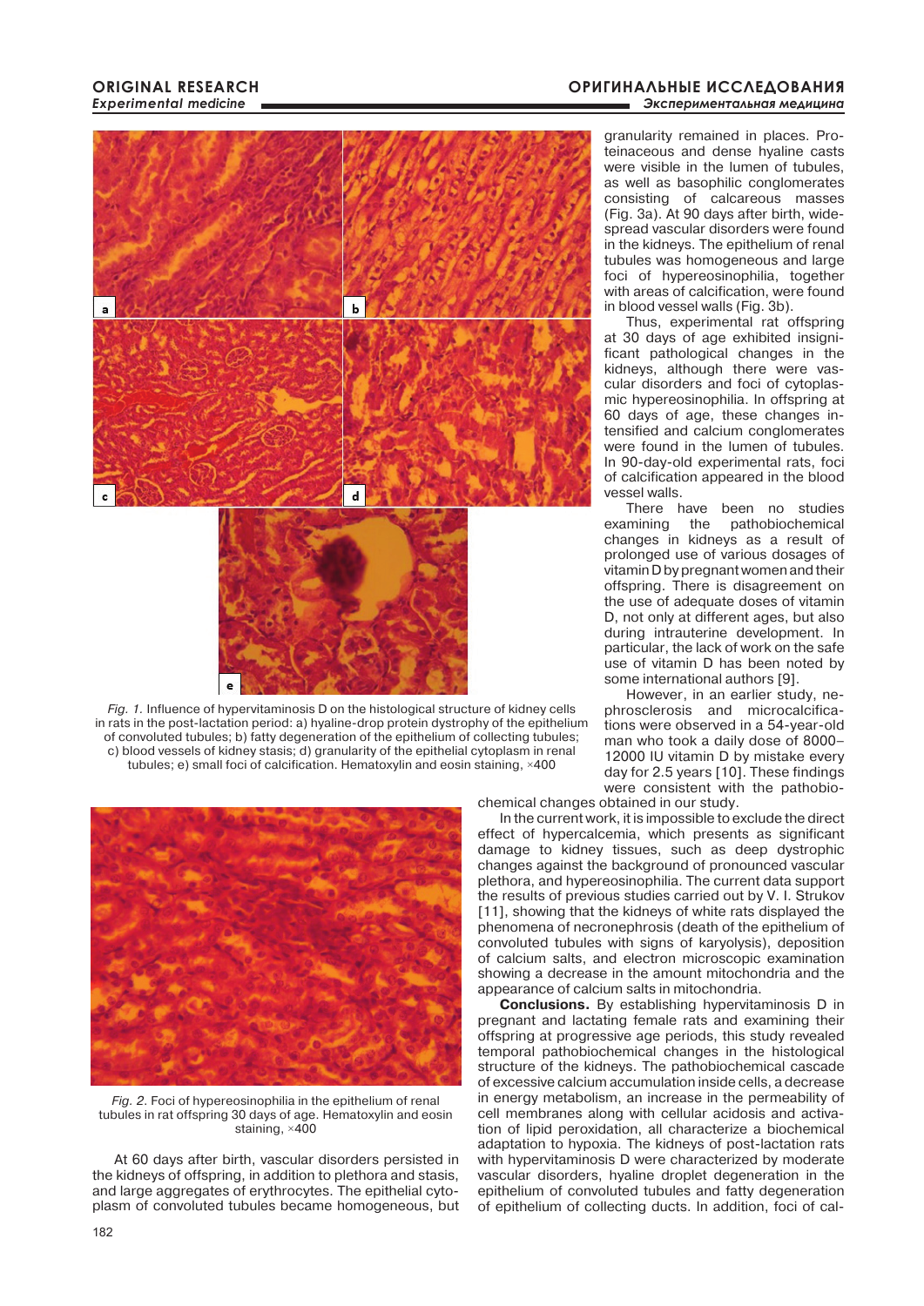*Fig. 1.* Influence of hypervitaminosis D on the histological structure of kidney cells in rats in the post-lactation period: a) hyaline-drop protein dystrophy of the epithelium of convoluted tubules; b) fatty degeneration of the epithelium of collecting tubules; c) blood vessels of kidney stasis; d) granularity of the epithelial cytoplasm in renal tubules; e) small foci of calcification. Hematoxylin and eosin staining, ×400

*Fig. 2.* Foci of hypereosinophilia in the epithelium of renal tubules in rat offspring 30 days of age. Hematoxylin and eosin staining, ×400

At 60 days after birth, vascular disorders persisted in the kidneys of offspring, in addition to plethora and stasis, and large aggregates of erythrocytes. The epithelial cytoplasm of convoluted tubules became homogeneous, but granularity remained in places. Proteinaceous and dense hyaline casts were visible in the lumen of tubules, as well as basophilic conglomerates consisting of calcareous masses (Fig. 3a). At 90 days after birth, widespread vascular disorders were found in the kidneys. The epithelium of renal tubules was homogeneous and large foci of hypereosinophilia, together with areas of calcification, were found in blood vessel walls (Fig. 3b).

Thus, experimental rat offspring at 30 days of age exhibited insignificant pathological changes in the kidneys, although there were vascular disorders and foci of cytoplasmic hypereosinophilia. In offspring at 60 days of age, these changes intensified and calcium conglomerates were found in the lumen of tubules. In 90-day-old experimental rats, foci of calcification appeared in the blood vessel walls.

There have been no studies examining the pathobiochemical changes in kidneys as a result of prolonged use of various dosages of vitamin D by pregnant women and their offspring. There is disagreement on the use of adequate doses of vitamin D, not only at different ages, but also during intrauterine development. In particular, the lack of work on the safe use of vitamin D has been noted by some international authors [9].

However, in an earlier study, nephrosclerosis and microcalcifications were observed in a 54-year-old man who took a daily dose of 8000–12000 IU vitamin D by mistake every day for 2.5 years [10]. These findings were consistent with the pathobiochemical changes obtained in our study.

In the current work, it is impossible to exclude the direct effect of hypercalcemia, which presents as significant damage to kidney tissues, such as deep dystrophic changes against the background of pronounced vascular plethora, and hypereosinophilia. The current data support the results of previous studies carried out by V. I. Strukov [11], showing that the kidneys of white rats displayed the phenomena of necronephrosis (death of the epithelium of convoluted tubules with signs of karyolysis), deposition of calcium salts, and electron microscopic examination showing a decrease in the amount mitochondria and the appearance of calcium salts in mitochondria.

**Conclusions.** By establishing hypervitaminosis D in pregnant and lactating female rats and examining their offspring at progressive age periods, this study revealed temporal pathobiochemical changes in the histological structure of the kidneys. The pathobiochemical cascade of excessive calcium accumulation inside cells, a decrease in energy metabolism, an increase in the permeability of cell membranes along with cellular acidosis and activation of lipid peroxidation, all characterize a biochemical adaptation to hypoxia. The kidneys of post-lactation rats with hypervitaminosis D were characterized by moderate vascular disorders, hyaline droplet degeneration in the epithelium of convoluted tubules and fatty degeneration of epithelium of collecting ducts. In addition, foci of cal-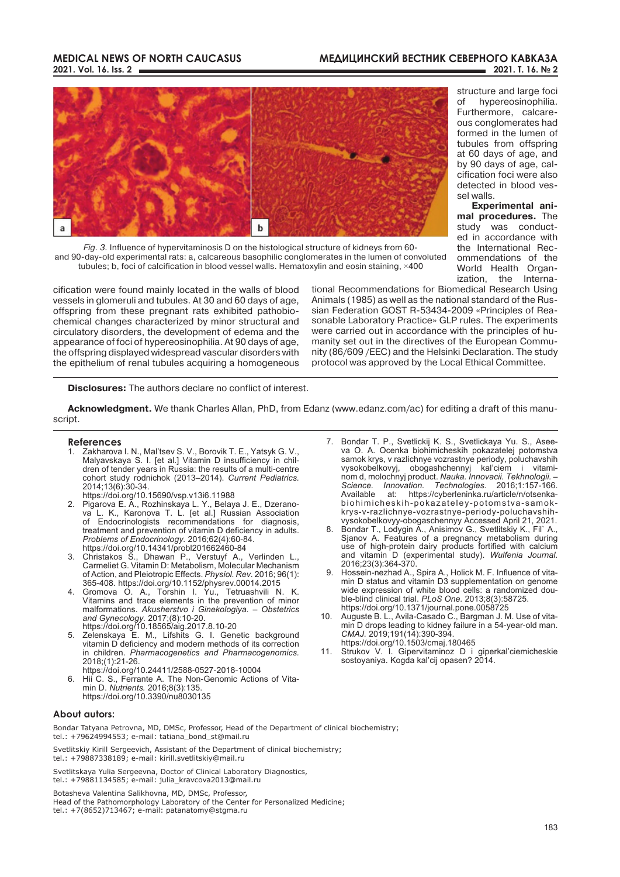Fig. 3. Influence of hypervitaminosis D on the histological structure of kidneys from 60- and 90-day-old experimental rats: a, calcareous basophilic conglomerates in the lumen of convoluted tubules; b, foci of calcification in blood vessel walls. Hematoxylin and eosin staining, ×400

cification were found mainly located in the walls of blood vessels in glomeruli and tubules. At 30 and 60 days of age, offspring from these pregnant rats exhibited pathobiochemical changes characterized by minor structural and circulatory disorders, the development of edema and the appearance of foci of hypereosinophilia. At 90 days of age, the offspring displayed widespread vascular disorders with the epithelium of renal tubules acquiring a homogeneous structure and large foci of hypereosinophilia. Furthermore, calcareous conglomerates had formed in the lumen of tubules from offspring at 60 days of age, and by 90 days of age, calcification foci were also detected in blood vessel walls.

**Experimental animal procedures.** The study was conducted in accordance with the International Recommendations of the World Health Organization, the International Recommendations for Biomedical Research Using Animals (1985) as well as the national standard of the Russian Federation GOST R-53434-2009 «Principles of Reasonable Laboratory Practice» GLP rules. The experiments were carried out in accordance with the principles of humanity set out in the directives of the European Community (86/609 /EEC) and the Helsinki Declaration. The study protocol was approved by the Local Ethical Committee.

**Disclosures:** The authors declare no conflict of interest.

**Acknowledgment.** We thank Charles Allan, PhD, from Edanz (www.edanz.com/ac) for editing a draft of this manuscript.

## References

1. Zakharova I. N., Mal'tsev S. V., Borovik T. E., Yatsyk G. V., Malyavskaya S. I. [et al.] Vitamin D insufficiency in children of tender years in Russia: the results of a multi-centre cohort study rodnichok (2013–2014). *Current Pediatrics.* 2014;13(6):30-34. https://doi.org/10.15690/vsp.v13i6.11988
2. Pigarova E. A., Rozhinskaya L. Yu., Belaya J. E., Dzeranova L. K., Karonova T. L. [et al.] Russian Association of Endocrinologists recommendations for diagnosis, treatment and prevention of vitamin D deficiency in adults. *Problems of Endocrinology.* 2016;62(4):60-84. https://doi.org/10.14341/probl201662460-84
3. Christakos S., Dhawan P., Verstuyf A., Verlinden L., Carmeliet G. Vitamin D: Metabolism, Molecular Mechanism of Action, and Pleiotropic Effects. *Physiol. Rev.* 2016; 96(1): 365-408. https://doi.org/10.1152/physrev.00014.2015
4. Gromova O. A., Torshin I. Yu., Tetruashvili N. K. Vitamins and trace elements in the prevention of minor malformations. *Akusherstvo i Ginekologiya. – Obstetrics and Gynecology.* 2017;(8):10-20. https://doi.org/10.18565/aig.2017.8.10-20
5. Zelenskaya E. M., Lifshits G. I. Genetic background vitamin D deficiency and modern methods of its correction in children. *Pharmacogenetics and Pharmacogenomics.* 2018;(1):21-26. https://doi.org/10.24411/2588-0527-2018-10004
6. Hii C. S., Ferrante A. The Non-Genomic Actions of Vitamin D. *Nutrients.* 2016;8(3):135. https://doi.org/10.3390/nu8030135
7. Bondar T. P., Svetlickij K. S., Svetlickaya Yu. S., Aseeva O. A. Ocenka biohimicheskih pokazatelej potomstva samok krys, v razlichnye vozrastnye periody, poluchavshih vysokobelkovyj, obogashchennyj kal'ciem i vitaminom d, molochnyj product. *Nauka. Innovacii. Tekhnologii. – Science. Innovation. Technologies.* 2016;1:157-166. Available at: https://cyberleninka.ru/article/n/otsenka-biohimicheskih-pokazateley-potomstva-samok-krys-v-razlichnye-vozrastnye-periody-poluchavshih-vysokobelkovyy-obogaschennyy Accessed April 21, 2021.
8. Bondar T., Lodygin A., Anisimov G., Svetlitskiy K., Fil` A., Sjanov A. Features of a pregnancy metabolism during use of high-protein dairy products fortified with calcium and vitamin D (experimental study). *Wulfenia Journal.* 2016;23(3):364-370.
9. Hossein-nezhad A., Spira A., Holick M. F. Influence of vitamin D status and vitamin D3 supplementation on genome wide expression of white blood cells: a randomized double-blind clinical trial. *PLoS One.* 2013;8(3):58725. https://doi.org/10.1371/journal.pone.0058725
10. Auguste B. L., Avila-Casado C., Bargman J. M. Use of vitamin D drops leading to kidney failure in a 54-year-old man. *CMAJ.* 2019;191(14):390-394. https://doi.org/10.1503/cmaj.180465
11. Strukov V. I. Gipervitaminoz D i giperkal'ciemicheskie sostoyaniya. Kogda kal'cij opasen? 2014.

## About autors:

Bondar Tatyana Petrovna, MD, DMSc, Professor, Head of the Department of clinical biochemistry;
tel.: +79624994553; e-mail: tatiana_bond_st@mail.ru

Svetlitskiy Kirill Sergeevich, Assistant of the Department of clinical biochemistry;
tel.: +79887338189; e-mail: kirill.svetlitskiy@mail.ru

Svetlitskaya Yulia Sergeevna, Doctor of Clinical Laboratory Diagnostics,
tel.: +79881134585; e-mail: julia_kravcova2013@mail.ru

Botasheva Valentina Salikhovna, MD, DMSc, Professor,
Head of the Pathomorphology Laboratory of the Center for Personalized Medicine;
tel.: +7(8652)713467; e-mail: patanatomy@stgma.ru